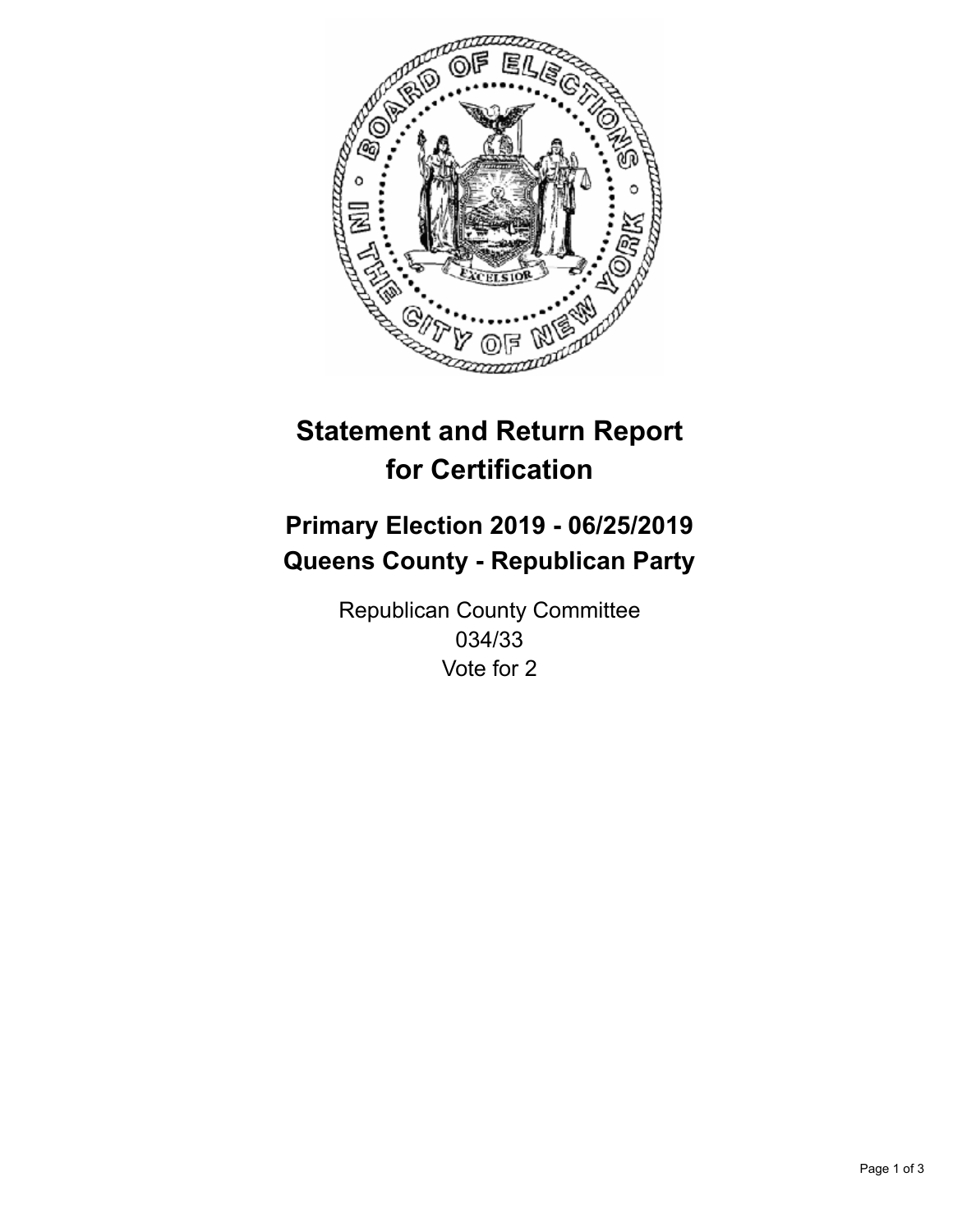# Statement and Return Report for Certification

## Primary Election 2019 - 06/25/2019
## Queens County - Republican Party

Republican County Committee
034/33
Vote for 2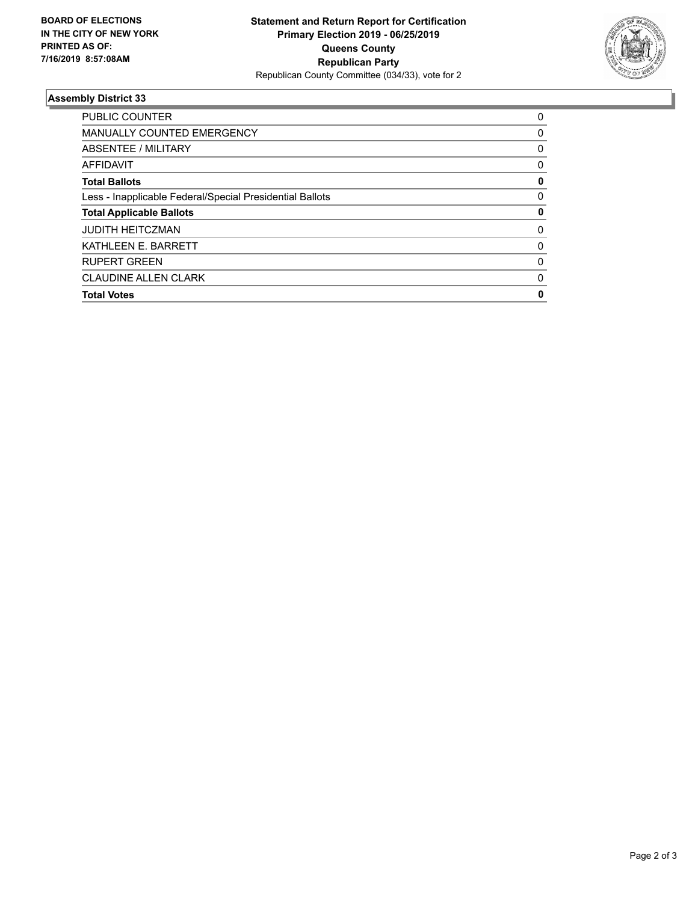**BOARD OF ELECTIONS IN THE CITY OF NEW YORK PRINTED AS OF: 7/16/2019 8:57:08AM**

**Statement and Return Report for Certification**
**Primary Election 2019 - 06/25/2019**
**Queens County**
**Republican Party**
Republican County Committee (034/33), vote for 2

### Assembly District 33

| | |
|---|---|
| PUBLIC COUNTER | 0 |
| MANUALLY COUNTED EMERGENCY | 0 |
| ABSENTEE / MILITARY | 0 |
| AFFIDAVIT | 0 |
| **Total Ballots** | **0** |
| Less - Inapplicable Federal/Special Presidential Ballots | 0 |
| **Total Applicable Ballots** | **0** |
| JUDITH HEITCZMAN | 0 |
| KATHLEEN E. BARRETT | 0 |
| RUPERT GREEN | 0 |
| CLAUDINE ALLEN CLARK | 0 |
| **Total Votes** | **0** |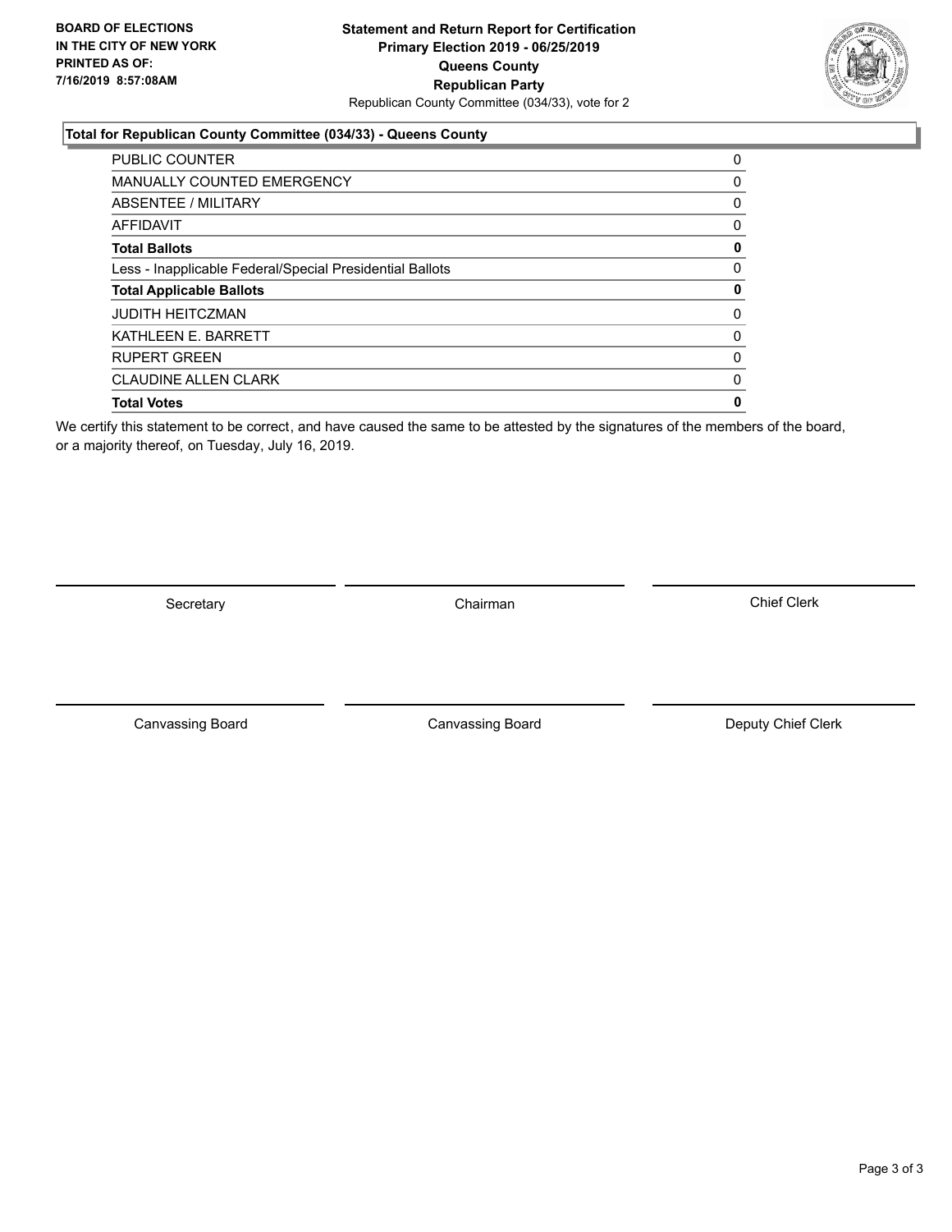**BOARD OF ELECTIONS IN THE CITY OF NEW YORK PRINTED AS OF: 7/16/2019 8:57:08AM**

**Statement and Return Report for Certification**
**Primary Election 2019 - 06/25/2019**
**Queens County**
**Republican Party**
Republican County Committee (034/33), vote for 2

### Total for Republican County Committee (034/33) - Queens County

| | |
|---|---|
| PUBLIC COUNTER | 0 |
| MANUALLY COUNTED EMERGENCY | 0 |
| ABSENTEE / MILITARY | 0 |
| AFFIDAVIT | 0 |
| **Total Ballots** | **0** |
| Less - Inapplicable Federal/Special Presidential Ballots | 0 |
| **Total Applicable Ballots** | **0** |
| JUDITH HEITCZMAN | 0 |
| KATHLEEN E. BARRETT | 0 |
| RUPERT GREEN | 0 |
| CLAUDINE ALLEN CLARK | 0 |
| **Total Votes** | **0** |

We certify this statement to be correct, and have caused the same to be attested by the signatures of the members of the board, or a majority thereof, on Tuesday, July 16, 2019.

Secretary

Chairman

Chief Clerk

Canvassing Board

Canvassing Board

Deputy Chief Clerk